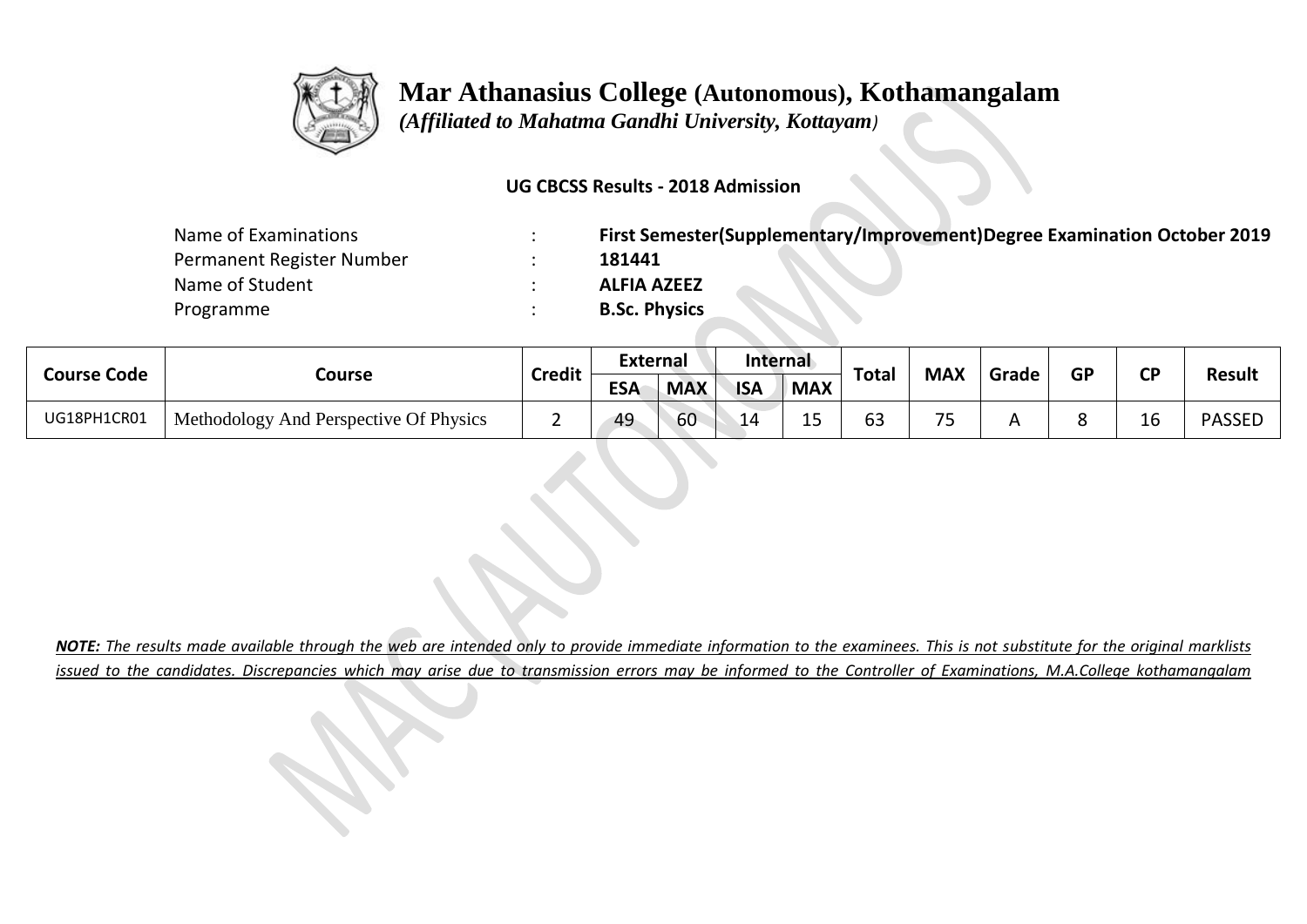# Mar Athanasius College (Autonomous), Kothamangalam

*(Affiliated to Mahatma Gandhi University, Kottayam)*

**UG CBCSS Results - 2018 Admission**

| | | |
|---|---|---|
| Name of Examinations | : | **First Semester(Supplementary/Improvement)Degree Examination October 2019** |
| Permanent Register Number | : | **181441** |
| Name of Student | : | **ALFIA AZEEZ** |
| Programme | : | **B.Sc. Physics** |

| Course Code | Course | Credit | External | | Internal | | Total | MAX | Grade | GP | CP | Result |
|---|---|---|---|---|---|---|---|---|---|---|---|---|
| | | | ESA | MAX | ISA | MAX | | | | | | |
| UG18PH1CR01 | Methodology And Perspective Of Physics | 2 | 49 | 60 | 14 | 15 | 63 | 75 | A | 8 | 16 | PASSED |

***NOTE:** The results made available through the web are intended only to provide immediate information to the examinees. This is not substitute for the original marklists issued to the candidates. Discrepancies which may arise due to transmission errors may be informed to the Controller of Examinations, M.A.College kothamangalam*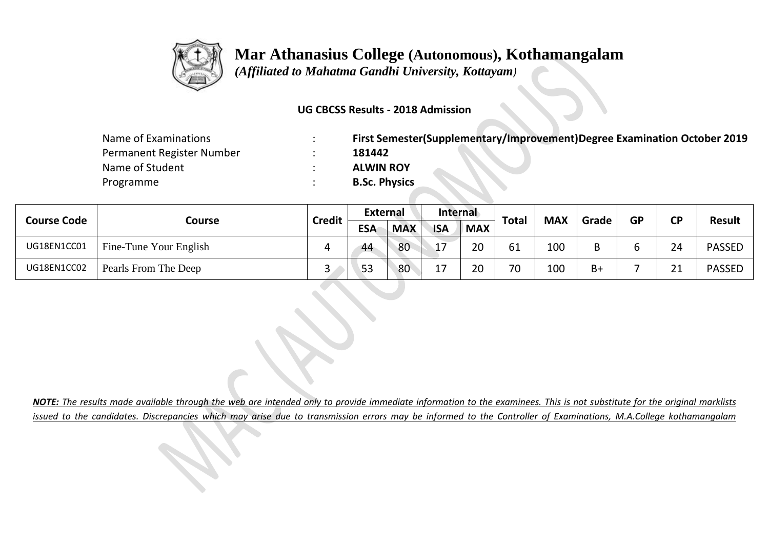# Mar Athanasius College (Autonomous), Kothamangalam

*(Affiliated to Mahatma Gandhi University, Kottayam)*

**UG CBCSS Results - 2018 Admission**

| | | |
|---|---|---|
| Name of Examinations | : | **First Semester(Supplementary/Improvement)Degree Examination October 2019** |
| Permanent Register Number | : | **181442** |
| Name of Student | : | **ALWIN ROY** |
| Programme | : | **B.Sc. Physics** |

| Course Code | Course | Credit | External | | Internal | | Total | MAX | Grade | GP | CP | Result |
|---|---|---|---|---|---|---|---|---|---|---|---|---|
| | | | ESA | MAX | ISA | MAX | | | | | | |
| UG18EN1CC01 | Fine-Tune Your English | 4 | 44 | 80 | 17 | 20 | 61 | 100 | B | 6 | 24 | PASSED |
| UG18EN1CC02 | Pearls From The Deep | 3 | 53 | 80 | 17 | 20 | 70 | 100 | B+ | 7 | 21 | PASSED |

***NOTE:** The results made available through the web are intended only to provide immediate information to the examinees. This is not substitute for the original marklists issued to the candidates. Discrepancies which may arise due to transmission errors may be informed to the Controller of Examinations, M.A.College kothamangalam*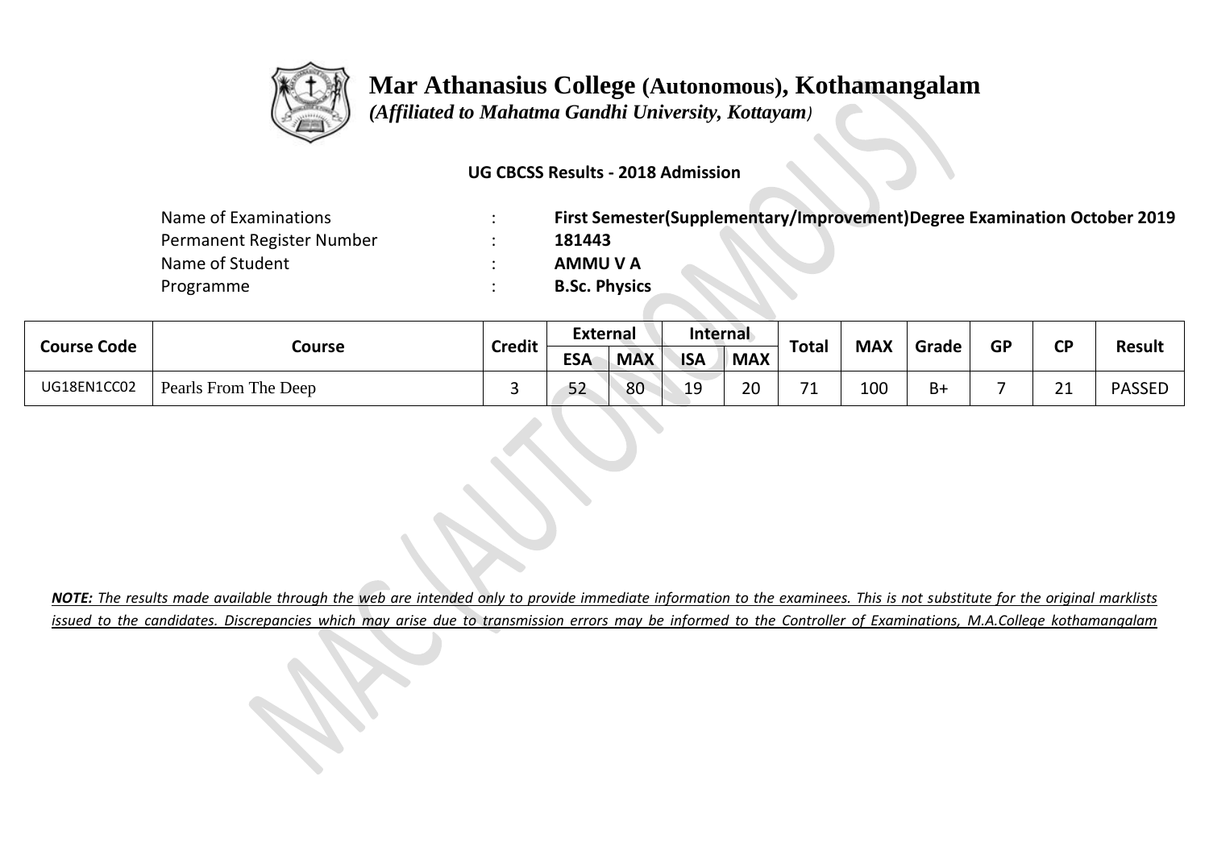# Mar Athanasius College (Autonomous), Kothamangalam

*(Affiliated to Mahatma Gandhi University, Kottayam)*

**UG CBCSS Results - 2018 Admission**

| | | |
|---|---|---|
| Name of Examinations | : | **First Semester(Supplementary/Improvement)Degree Examination October 2019** |
| Permanent Register Number | : | **181443** |
| Name of Student | : | **AMMU V A** |
| Programme | : | **B.Sc. Physics** |

| Course Code | Course | Credit | External | | Internal | | Total | MAX | Grade | GP | CP | Result |
|---|---|---|---|---|---|---|---|---|---|---|---|---|
| | | | ESA | MAX | ISA | MAX | | | | | | |
| UG18EN1CC02 | Pearls From The Deep | 3 | 52 | 80 | 19 | 20 | 71 | 100 | B+ | 7 | 21 | PASSED |

***NOTE:** The results made available through the web are intended only to provide immediate information to the examinees. This is not substitute for the original marklists issued to the candidates. Discrepancies which may arise due to transmission errors may be informed to the Controller of Examinations, M.A.College kothamangalam*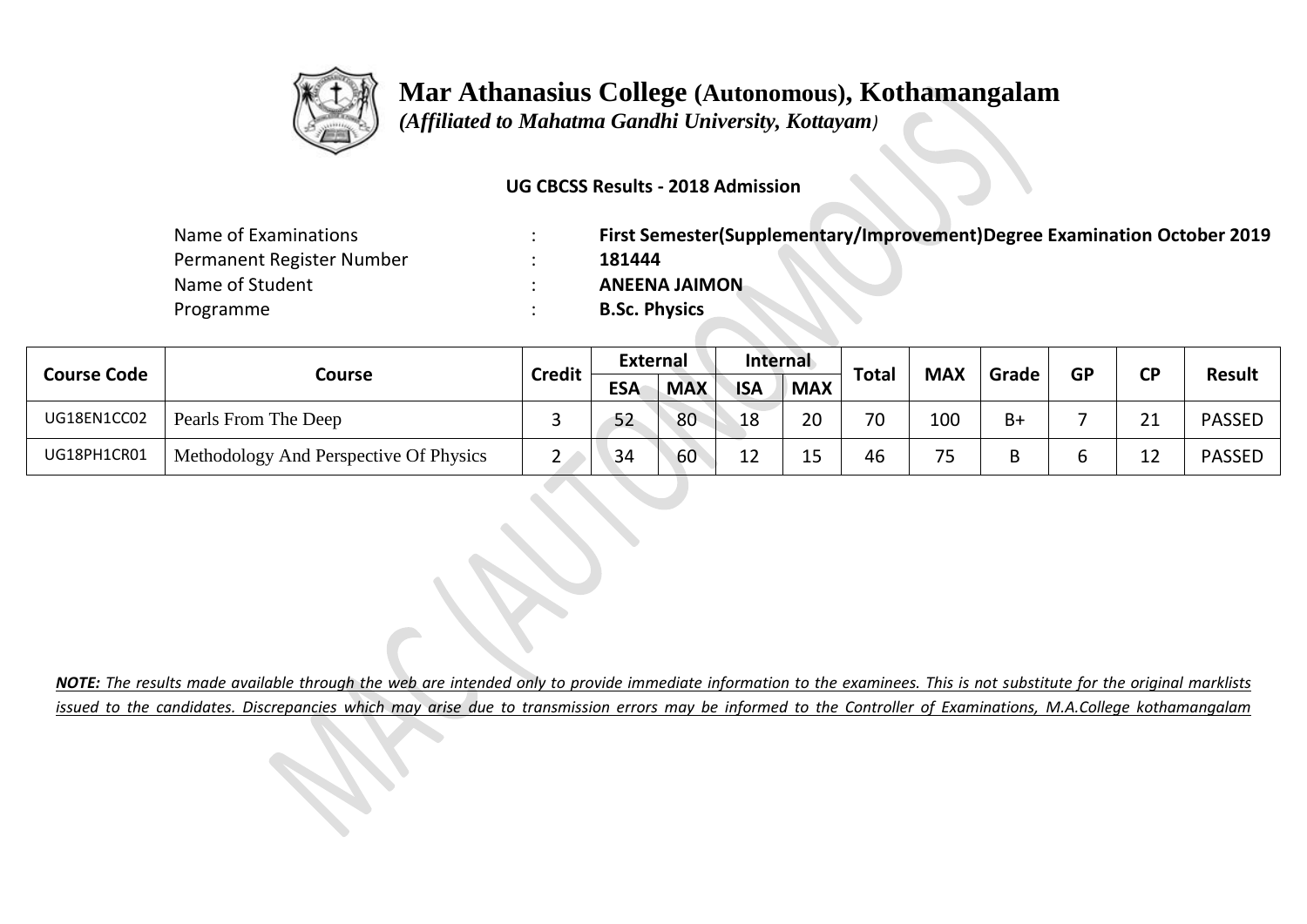# Mar Athanasius College (Autonomous), Kothamangalam

*(Affiliated to Mahatma Gandhi University, Kottayam)*

**UG CBCSS Results - 2018 Admission**

| | | |
|---|---|---|
| Name of Examinations | : | **First Semester(Supplementary/Improvement)Degree Examination October 2019** |
| Permanent Register Number | : | **181444** |
| Name of Student | : | **ANEENA JAIMON** |
| Programme | : | **B.Sc. Physics** |

| Course Code | Course | Credit | External | | Internal | | Total | MAX | Grade | GP | CP | Result |
|---|---|---|---|---|---|---|---|---|---|---|---|---|
| | | | ESA | MAX | ISA | MAX | | | | | | |
| UG18EN1CC02 | Pearls From The Deep | 3 | 52 | 80 | 18 | 20 | 70 | 100 | B+ | 7 | 21 | PASSED |
| UG18PH1CR01 | Methodology And Perspective Of Physics | 2 | 34 | 60 | 12 | 15 | 46 | 75 | B | 6 | 12 | PASSED |

***NOTE:** The results made available through the web are intended only to provide immediate information to the examinees. This is not substitute for the original marklists issued to the candidates. Discrepancies which may arise due to transmission errors may be informed to the Controller of Examinations, M.A.College kothamangalam*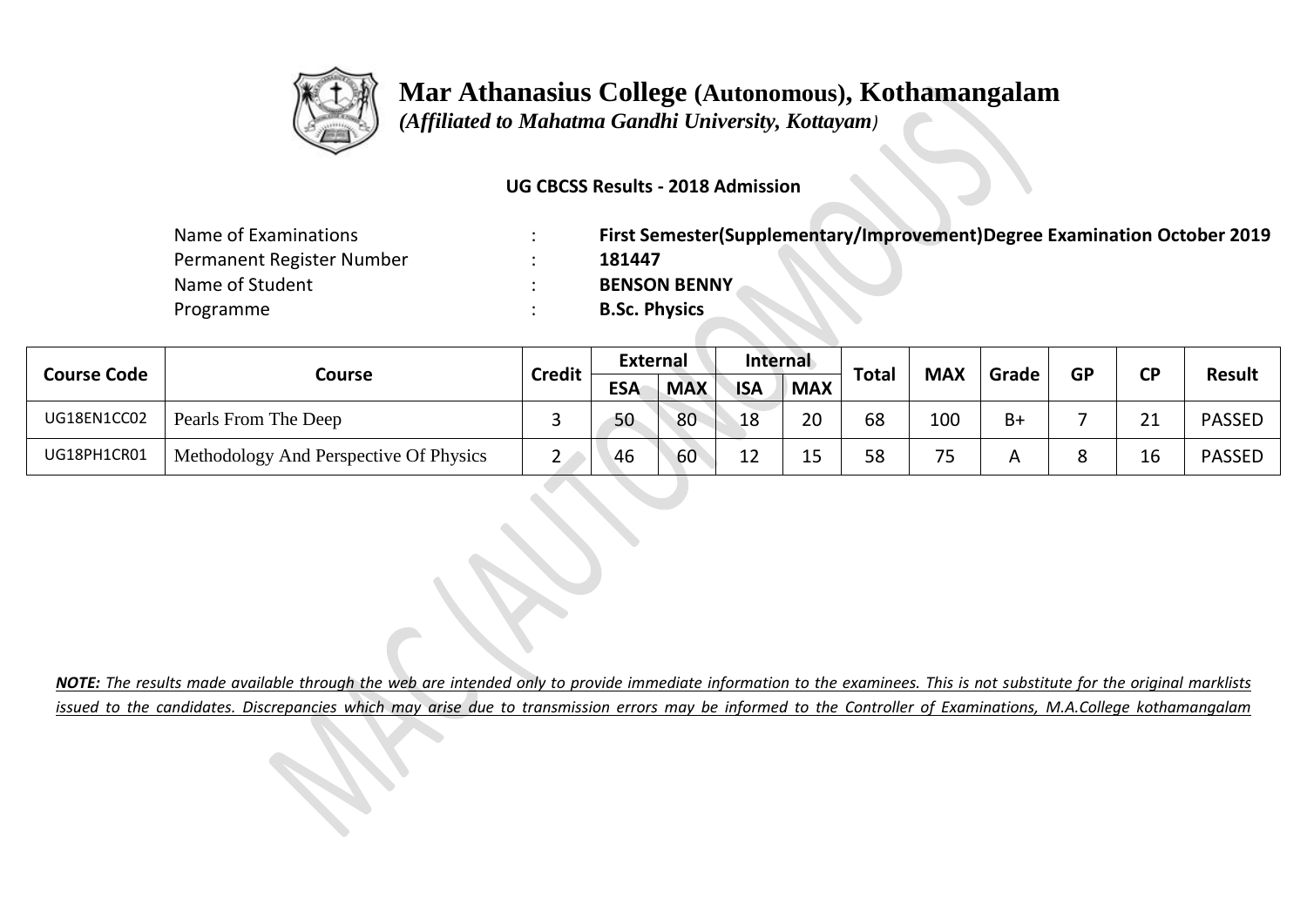# Mar Athanasius College (Autonomous), Kothamangalam

*(Affiliated to Mahatma Gandhi University, Kottayam)*

**UG CBCSS Results - 2018 Admission**

| | | |
|---|---|---|
| Name of Examinations | : | **First Semester(Supplementary/Improvement)Degree Examination October 2019** |
| Permanent Register Number | : | **181447** |
| Name of Student | : | **BENSON BENNY** |
| Programme | : | **B.Sc. Physics** |

| Course Code | Course | Credit | External | | Internal | | Total | MAX | Grade | GP | CP | Result |
|---|---|---|---|---|---|---|---|---|---|---|---|---|
| | | | ESA | MAX | ISA | MAX | | | | | | |
| UG18EN1CC02 | Pearls From The Deep | 3 | 50 | 80 | 18 | 20 | 68 | 100 | B+ | 7 | 21 | PASSED |
| UG18PH1CR01 | Methodology And Perspective Of Physics | 2 | 46 | 60 | 12 | 15 | 58 | 75 | A | 8 | 16 | PASSED |

***NOTE:** The results made available through the web are intended only to provide immediate information to the examinees. This is not substitute for the original marklists issued to the candidates. Discrepancies which may arise due to transmission errors may be informed to the Controller of Examinations, M.A.College kothamangalam*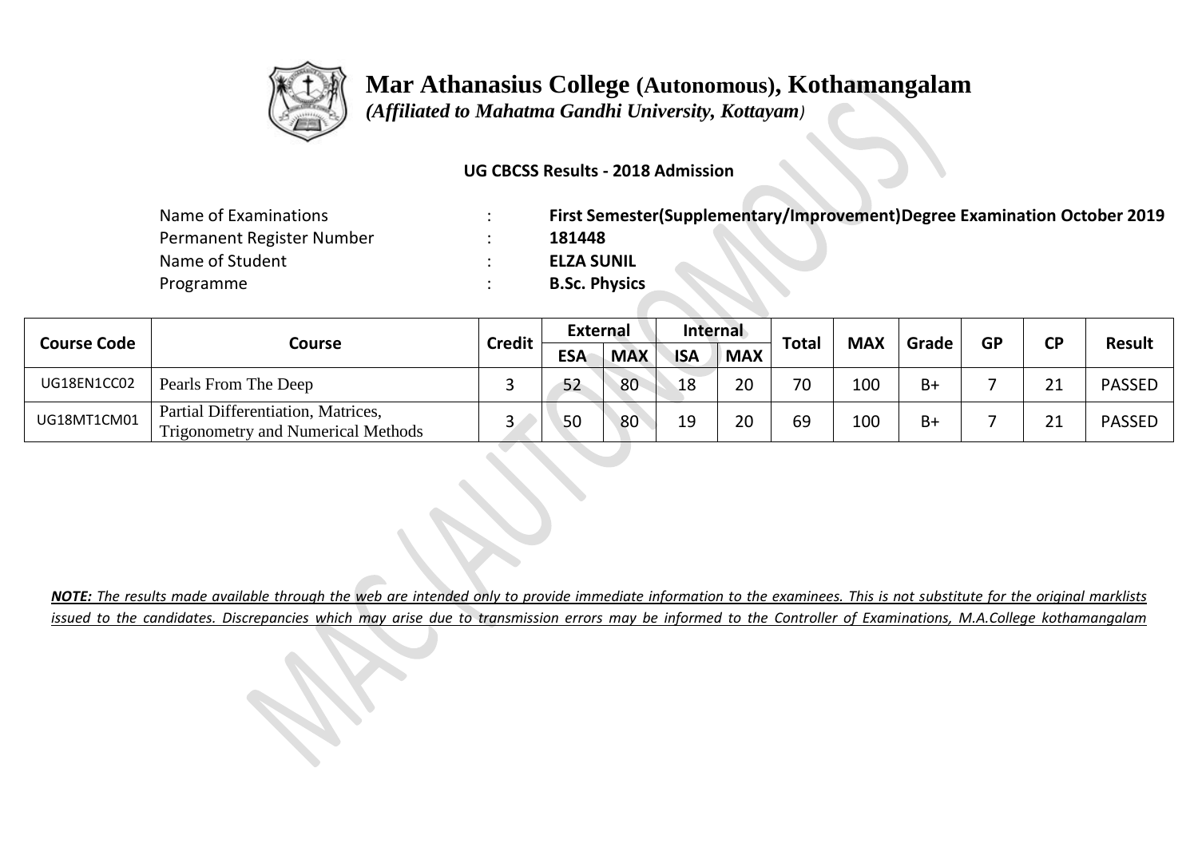# Mar Athanasius College (Autonomous), Kothamangalam

*(Affiliated to Mahatma Gandhi University, Kottayam)*

**UG CBCSS Results - 2018 Admission**

| | | |
|---|---|---|
| Name of Examinations | : | **First Semester(Supplementary/Improvement)Degree Examination October 2019** |
| Permanent Register Number | : | **181448** |
| Name of Student | : | **ELZA SUNIL** |
| Programme | : | **B.Sc. Physics** |

| Course Code | Course | Credit | External | | Internal | | Total | MAX | Grade | GP | CP | Result |
|---|---|---|---|---|---|---|---|---|---|---|---|---|
| | | | ESA | MAX | ISA | MAX | | | | | | |
| UG18EN1CC02 | Pearls From The Deep | 3 | 52 | 80 | 18 | 20 | 70 | 100 | B+ | 7 | 21 | PASSED |
| UG18MT1CM01 | Partial Differentiation, Matrices, Trigonometry and Numerical Methods | 3 | 50 | 80 | 19 | 20 | 69 | 100 | B+ | 7 | 21 | PASSED |

***NOTE:*** *The results made available through the web are intended only to provide immediate information to the examinees. This is not substitute for the original marklists issued to the candidates. Discrepancies which may arise due to transmission errors may be informed to the Controller of Examinations, M.A.College kothamangalam*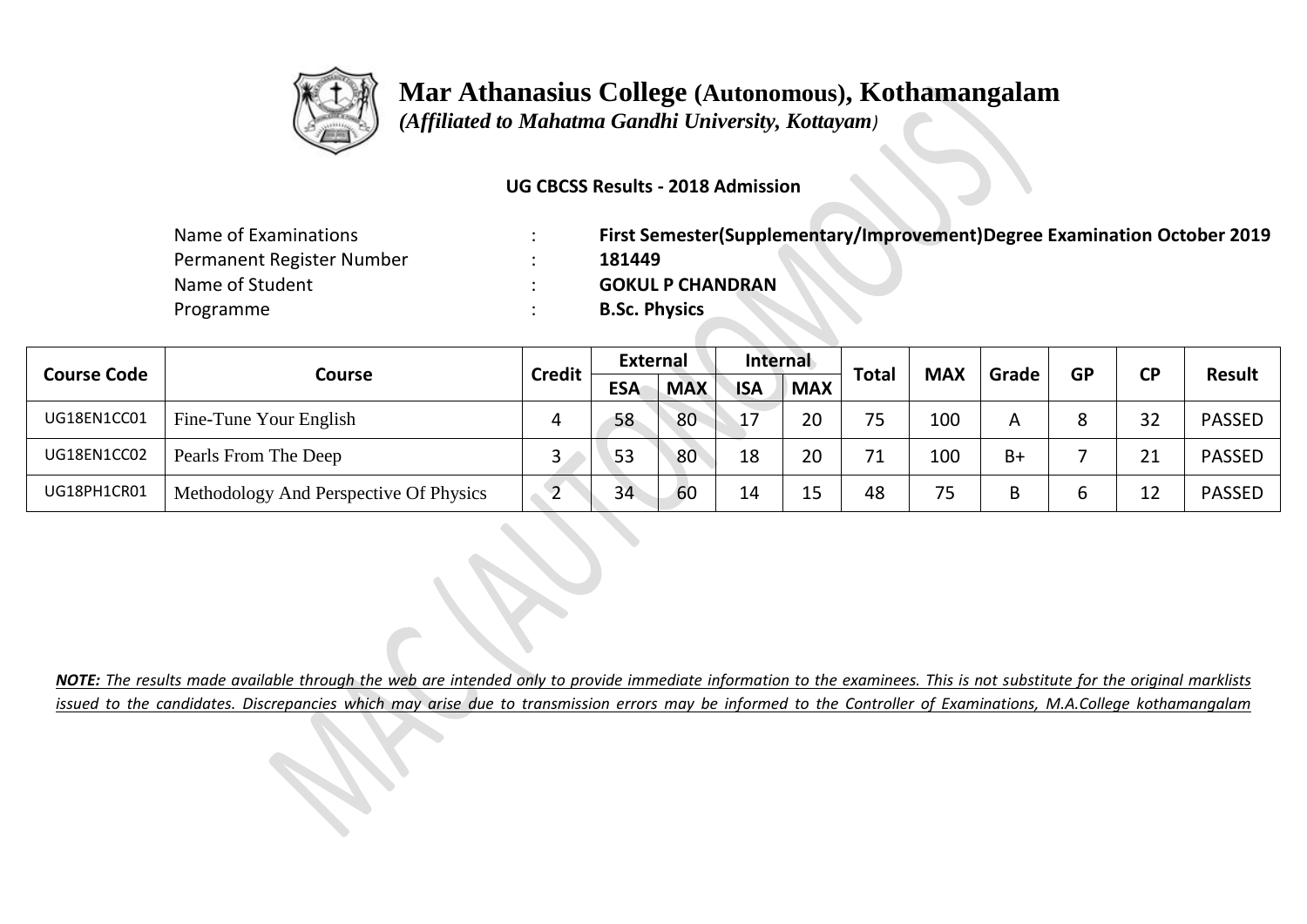# Mar Athanasius College (Autonomous), Kothamangalam

*(Affiliated to Mahatma Gandhi University, Kottayam)*

**UG CBCSS Results - 2018 Admission**

| | | |
|---|---|---|
| Name of Examinations | : | **First Semester(Supplementary/Improvement)Degree Examination October 2019** |
| Permanent Register Number | : | **181449** |
| Name of Student | : | **GOKUL P CHANDRAN** |
| Programme | : | **B.Sc. Physics** |

| Course Code | Course | Credit | External | | Internal | | Total | MAX | Grade | GP | CP | Result |
|---|---|---|---|---|---|---|---|---|---|---|---|---|
| | | | ESA | MAX | ISA | MAX | | | | | | |
| UG18EN1CC01 | Fine-Tune Your English | 4 | 58 | 80 | 17 | 20 | 75 | 100 | A | 8 | 32 | PASSED |
| UG18EN1CC02 | Pearls From The Deep | 3 | 53 | 80 | 18 | 20 | 71 | 100 | B+ | 7 | 21 | PASSED |
| UG18PH1CR01 | Methodology And Perspective Of Physics | 2 | 34 | 60 | 14 | 15 | 48 | 75 | B | 6 | 12 | PASSED |

***NOTE:*** *The results made available through the web are intended only to provide immediate information to the examinees. This is not substitute for the original marklists issued to the candidates. Discrepancies which may arise due to transmission errors may be informed to the Controller of Examinations, M.A.College kothamangalam*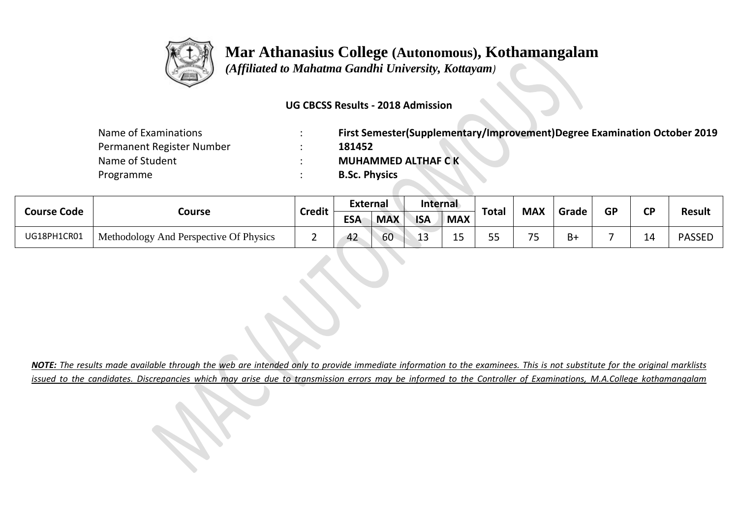# Mar Athanasius College (Autonomous), Kothamangalam

*(Affiliated to Mahatma Gandhi University, Kottayam)*

**UG CBCSS Results - 2018 Admission**

| | | |
|---|---|---|
| Name of Examinations | : | **First Semester(Supplementary/Improvement)Degree Examination October 2019** |
| Permanent Register Number | : | **181452** |
| Name of Student | : | **MUHAMMED ALTHAF C K** |
| Programme | : | **B.Sc. Physics** |

| Course Code | Course | Credit | External | | Internal | | Total | MAX | Grade | GP | CP | Result |
|---|---|---|---|---|---|---|---|---|---|---|---|---|
| | | | ESA | MAX | ISA | MAX | | | | | | |
| UG18PH1CR01 | Methodology And Perspective Of Physics | 2 | 42 | 60 | 13 | 15 | 55 | 75 | B+ | 7 | 14 | PASSED |

***NOTE:** The results made available through the web are intended only to provide immediate information to the examinees. This is not substitute for the original marklists issued to the candidates. Discrepancies which may arise due to transmission errors may be informed to the Controller of Examinations, M.A.College kothamangalam*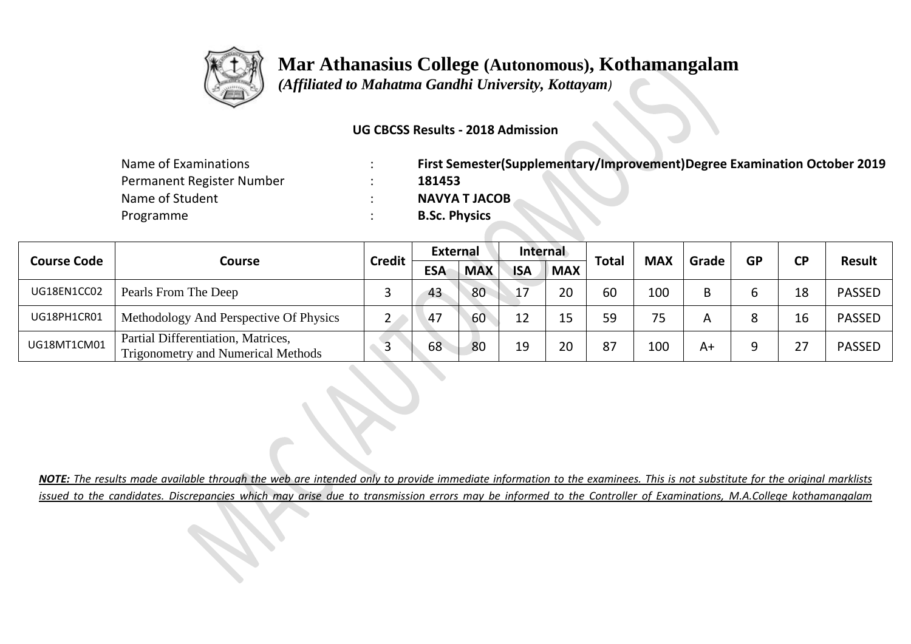# Mar Athanasius College (Autonomous), Kothamangalam

*(Affiliated to Mahatma Gandhi University, Kottayam)*

**UG CBCSS Results - 2018 Admission**

| | | |
|---|---|---|
| Name of Examinations | : | **First Semester(Supplementary/Improvement)Degree Examination October 2019** |
| Permanent Register Number | : | **181453** |
| Name of Student | : | **NAVYA T JACOB** |
| Programme | : | **B.Sc. Physics** |

| Course Code | Course | Credit | External | | Internal | | Total | MAX | Grade | GP | CP | Result |
|---|---|---|---|---|---|---|---|---|---|---|---|---|
| | | | ESA | MAX | ISA | MAX | | | | | | |
| UG18EN1CC02 | Pearls From The Deep | 3 | 43 | 80 | 17 | 20 | 60 | 100 | B | 6 | 18 | PASSED |
| UG18PH1CR01 | Methodology And Perspective Of Physics | 2 | 47 | 60 | 12 | 15 | 59 | 75 | A | 8 | 16 | PASSED |
| UG18MT1CM01 | Partial Differentiation, Matrices, Trigonometry and Numerical Methods | 3 | 68 | 80 | 19 | 20 | 87 | 100 | A+ | 9 | 27 | PASSED |

***NOTE:*** *The results made available through the web are intended only to provide immediate information to the examinees. This is not substitute for the original marklists issued to the candidates. Discrepancies which may arise due to transmission errors may be informed to the Controller of Examinations, M.A.College kothamangalam*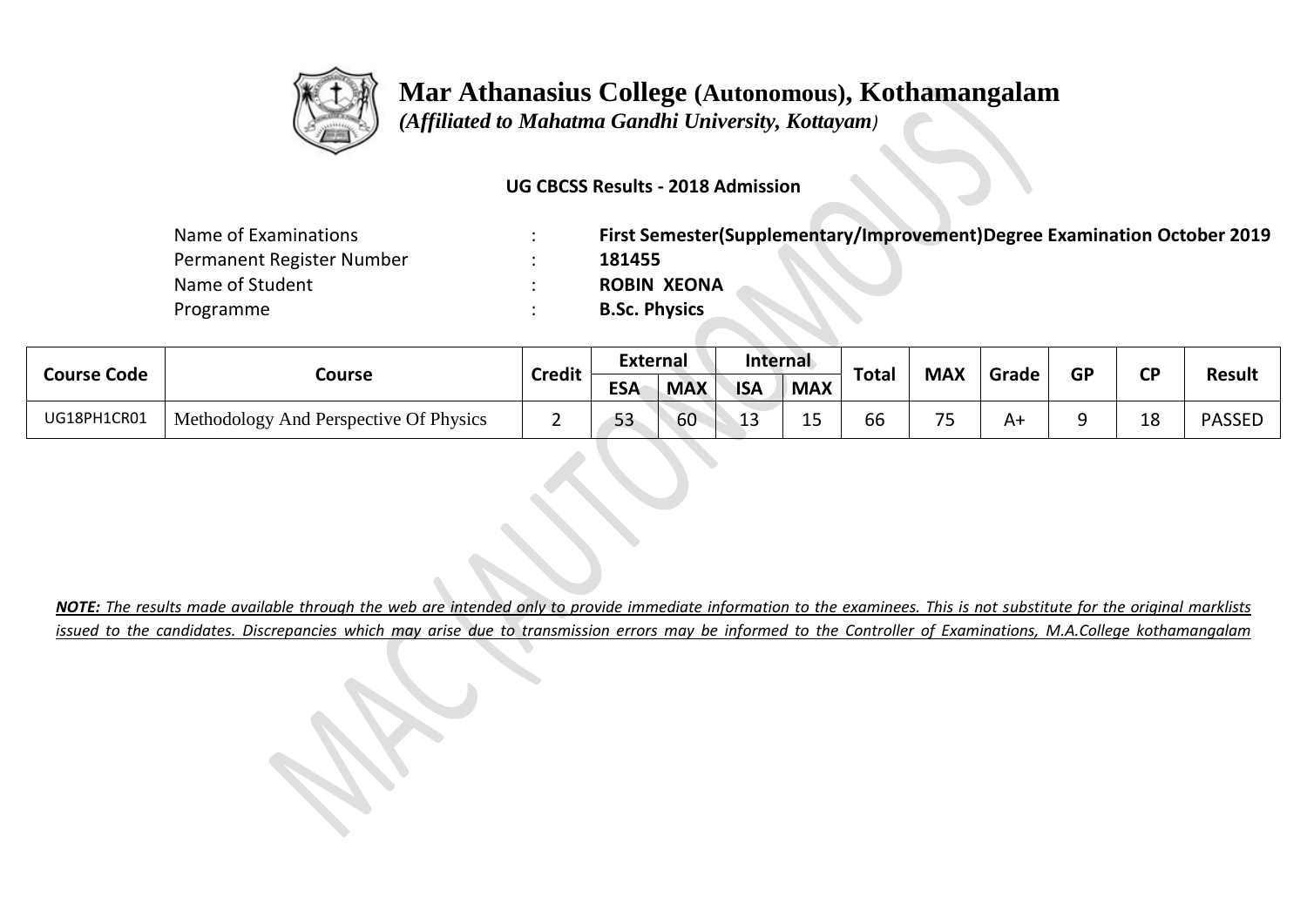# Mar Athanasius College (Autonomous), Kothamangalam

*(Affiliated to Mahatma Gandhi University, Kottayam)*

**UG CBCSS Results - 2018 Admission**

| | | |
|---|---|---|
| Name of Examinations | : | **First Semester(Supplementary/Improvement)Degree Examination October 2019** |
| Permanent Register Number | : | **181455** |
| Name of Student | : | **ROBIN XEONA** |
| Programme | : | **B.Sc. Physics** |

| Course Code | Course | Credit | External | | Internal | | Total | MAX | Grade | GP | CP | Result |
|---|---|---|---|---|---|---|---|---|---|---|---|---|
| | | | ESA | MAX | ISA | MAX | | | | | | |
| UG18PH1CR01 | Methodology And Perspective Of Physics | 2 | 53 | 60 | 13 | 15 | 66 | 75 | A+ | 9 | 18 | PASSED |

***NOTE:** The results made available through the web are intended only to provide immediate information to the examinees. This is not substitute for the original marklists issued to the candidates. Discrepancies which may arise due to transmission errors may be informed to the Controller of Examinations, M.A.College kothamangalam*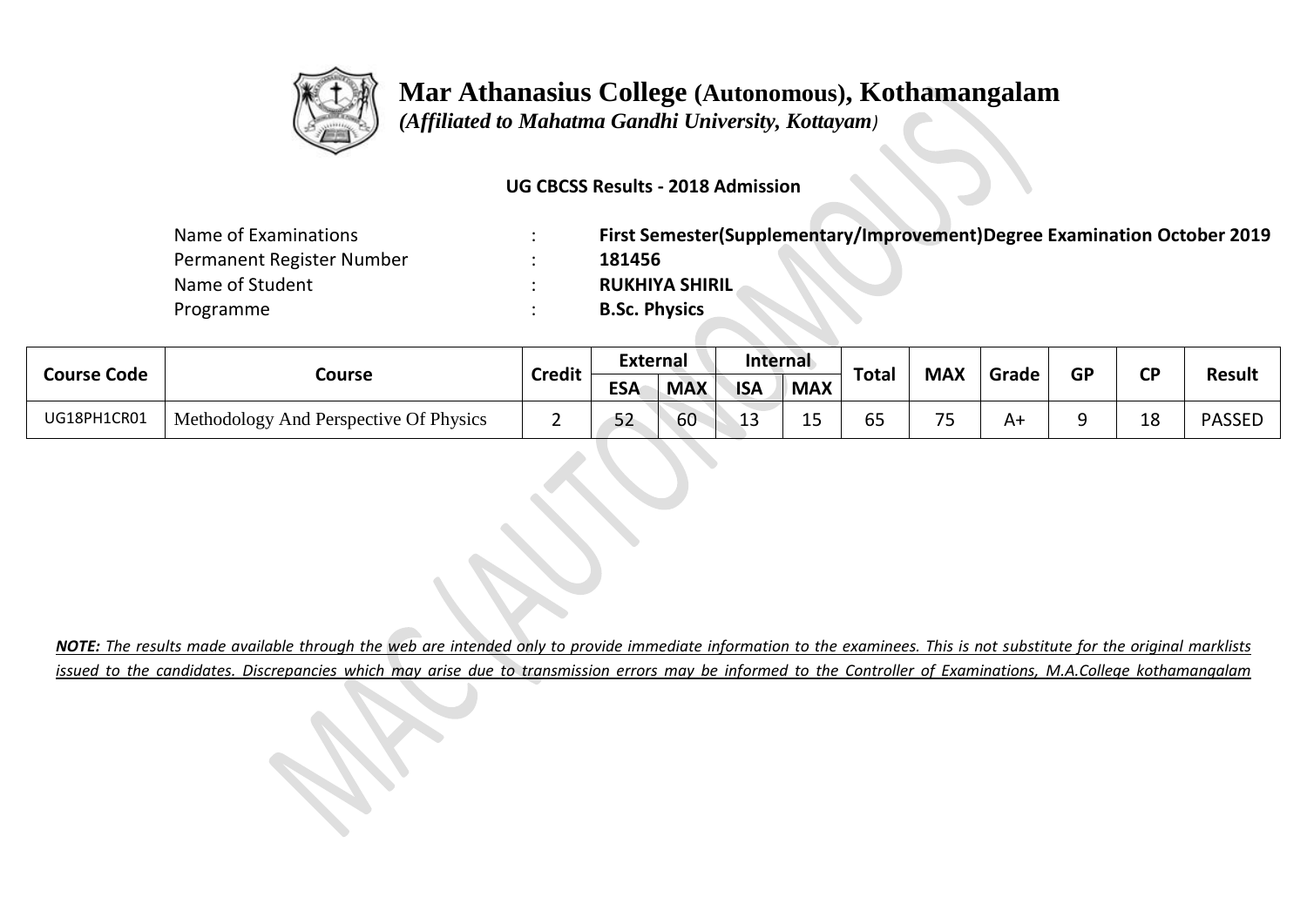# Mar Athanasius College (Autonomous), Kothamangalam

*(Affiliated to Mahatma Gandhi University, Kottayam)*

**UG CBCSS Results - 2018 Admission**

| | | |
|---|---|---|
| Name of Examinations | : | **First Semester(Supplementary/Improvement)Degree Examination October 2019** |
| Permanent Register Number | : | **181456** |
| Name of Student | : | **RUKHIYA SHIRIL** |
| Programme | : | **B.Sc. Physics** |

| Course Code | Course | Credit | External | | Internal | | Total | MAX | Grade | GP | CP | Result |
|---|---|---|---|---|---|---|---|---|---|---|---|---|
| | | | ESA | MAX | ISA | MAX | | | | | | |
| UG18PH1CR01 | Methodology And Perspective Of Physics | 2 | 52 | 60 | 13 | 15 | 65 | 75 | A+ | 9 | 18 | PASSED |

***NOTE:** The results made available through the web are intended only to provide immediate information to the examinees. This is not substitute for the original marklists issued to the candidates. Discrepancies which may arise due to transmission errors may be informed to the Controller of Examinations, M.A.College kothamangalam*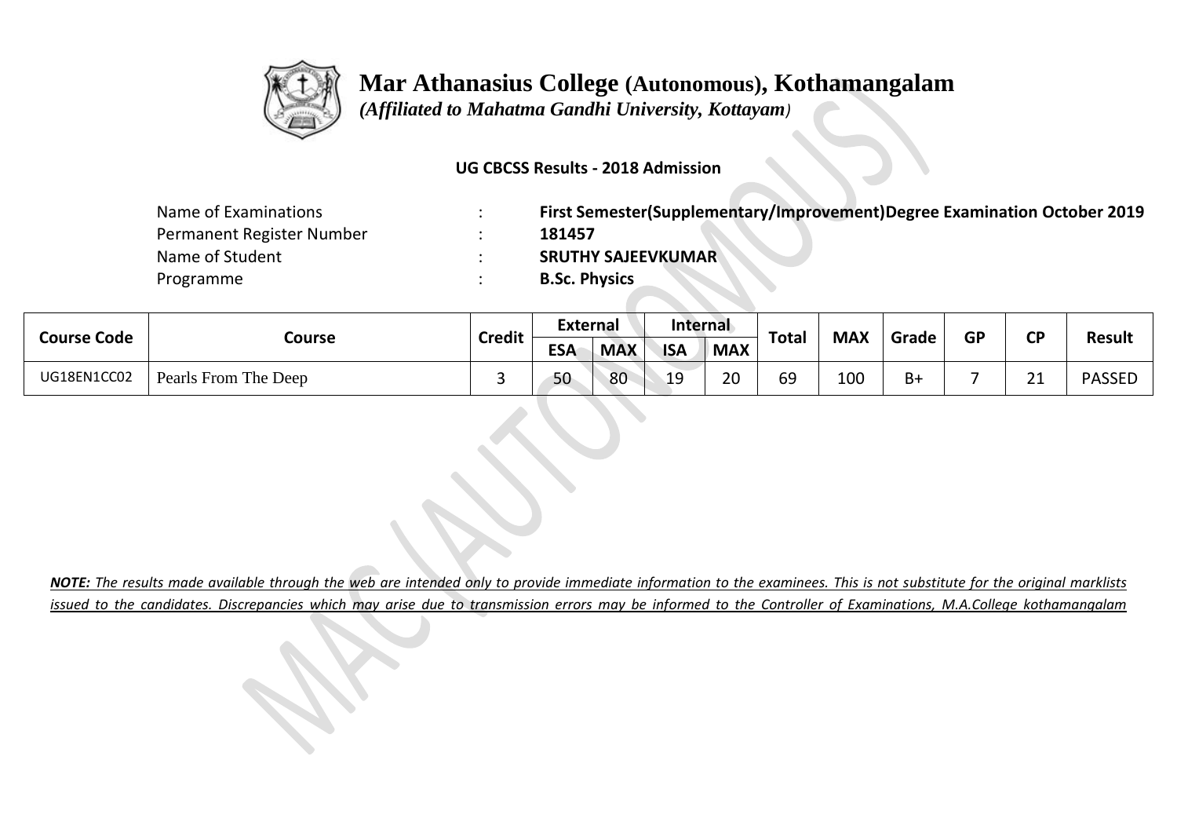# Mar Athanasius College (Autonomous), Kothamangalam

*(Affiliated to Mahatma Gandhi University, Kottayam)*

**UG CBCSS Results - 2018 Admission**

| | | |
|---|---|---|
| Name of Examinations | : | **First Semester(Supplementary/Improvement)Degree Examination October 2019** |
| Permanent Register Number | : | **181457** |
| Name of Student | : | **SRUTHY SAJEEVKUMAR** |
| Programme | : | **B.Sc. Physics** |

| Course Code | Course | Credit | External | | Internal | | Total | MAX | Grade | GP | CP | Result |
|---|---|---|---|---|---|---|---|---|---|---|---|---|
| | | | ESA | MAX | ISA | MAX | | | | | | |
| UG18EN1CC02 | Pearls From The Deep | 3 | 50 | 80 | 19 | 20 | 69 | 100 | B+ | 7 | 21 | PASSED |

***NOTE:** The results made available through the web are intended only to provide immediate information to the examinees. This is not substitute for the original marklists issued to the candidates. Discrepancies which may arise due to transmission errors may be informed to the Controller of Examinations, M.A.College kothamangalam*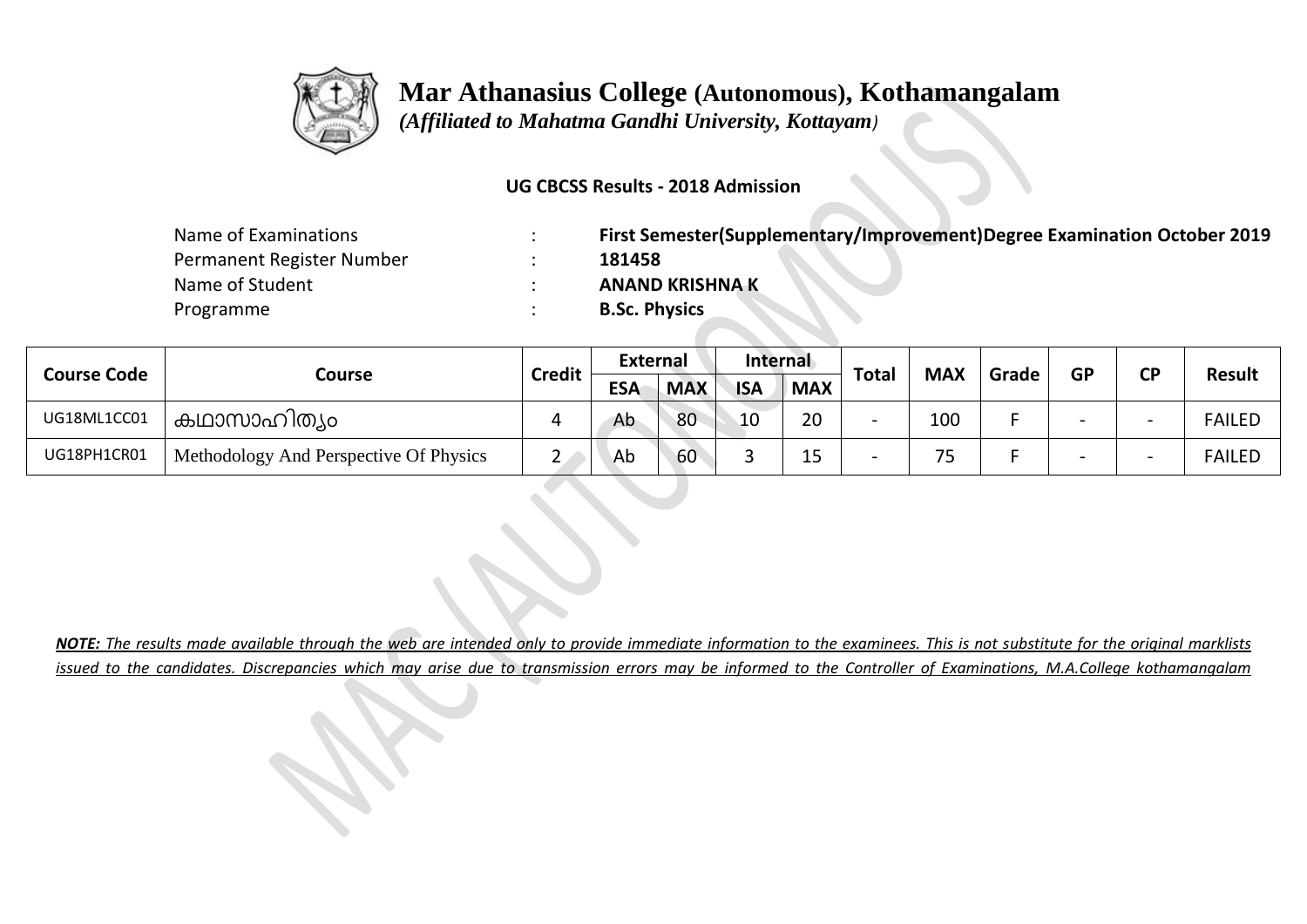# Mar Athanasius College (Autonomous), Kothamangalam

*(Affiliated to Mahatma Gandhi University, Kottayam)*

**UG CBCSS Results - 2018 Admission**

| | | |
|---|---|---|
| Name of Examinations | : | **First Semester(Supplementary/Improvement)Degree Examination October 2019** |
| Permanent Register Number | : | **181458** |
| Name of Student | : | **ANAND KRISHNA K** |
| Programme | : | **B.Sc. Physics** |

| Course Code | Course | Credit | External | | Internal | | Total | MAX | Grade | GP | CP | Result |
|---|---|---|---|---|---|---|---|---|---|---|---|---|
| | | | ESA | MAX | ISA | MAX | | | | | | |
| UG18ML1CC01 | കഥാസാഹിത്യം | 4 | Ab | 80 | 10 | 20 | - | 100 | F | - | - | FAILED |
| UG18PH1CR01 | Methodology And Perspective Of Physics | 2 | Ab | 60 | 3 | 15 | - | 75 | F | - | - | FAILED |

***NOTE:** The results made available through the web are intended only to provide immediate information to the examinees. This is not substitute for the original marklists issued to the candidates. Discrepancies which may arise due to transmission errors may be informed to the Controller of Examinations, M.A.College kothamangalam*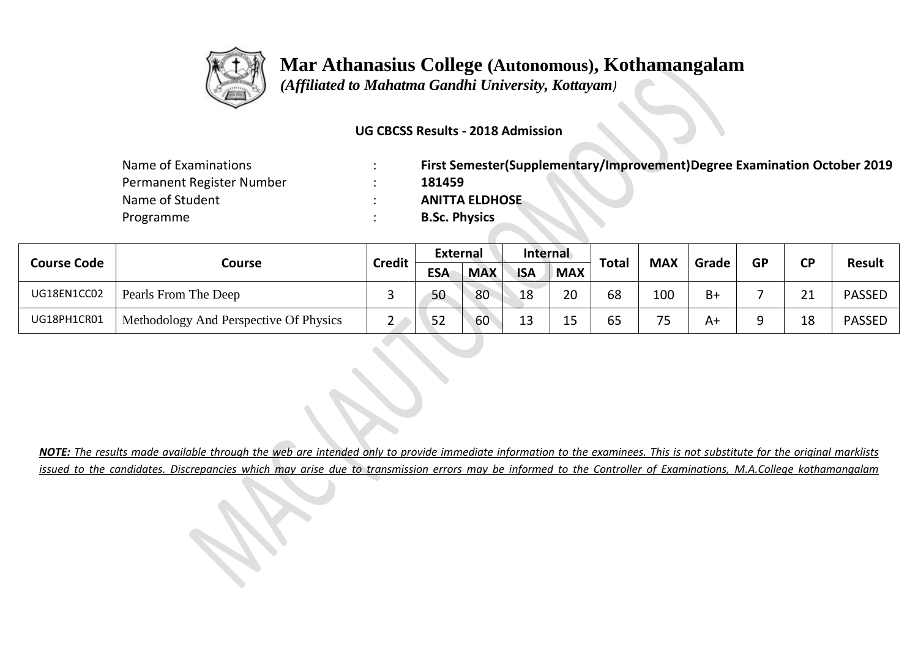# Mar Athanasius College (Autonomous), Kothamangalam

*(Affiliated to Mahatma Gandhi University, Kottayam)*

**UG CBCSS Results - 2018 Admission**

| | | |
|---|---|---|
| Name of Examinations | : | **First Semester(Supplementary/Improvement)Degree Examination October 2019** |
| Permanent Register Number | : | **181459** |
| Name of Student | : | **ANITTA ELDHOSE** |
| Programme | : | **B.Sc. Physics** |

| Course Code | Course | Credit | External | | Internal | | Total | MAX | Grade | GP | CP | Result |
|---|---|---|---|---|---|---|---|---|---|---|---|---|
| | | | ESA | MAX | ISA | MAX | | | | | | |
| UG18EN1CC02 | Pearls From The Deep | 3 | 50 | 80 | 18 | 20 | 68 | 100 | B+ | 7 | 21 | PASSED |
| UG18PH1CR01 | Methodology And Perspective Of Physics | 2 | 52 | 60 | 13 | 15 | 65 | 75 | A+ | 9 | 18 | PASSED |

***NOTE:** The results made available through the web are intended only to provide immediate information to the examinees. This is not substitute for the original marklists issued to the candidates. Discrepancies which may arise due to transmission errors may be informed to the Controller of Examinations, M.A.College kothamangalam*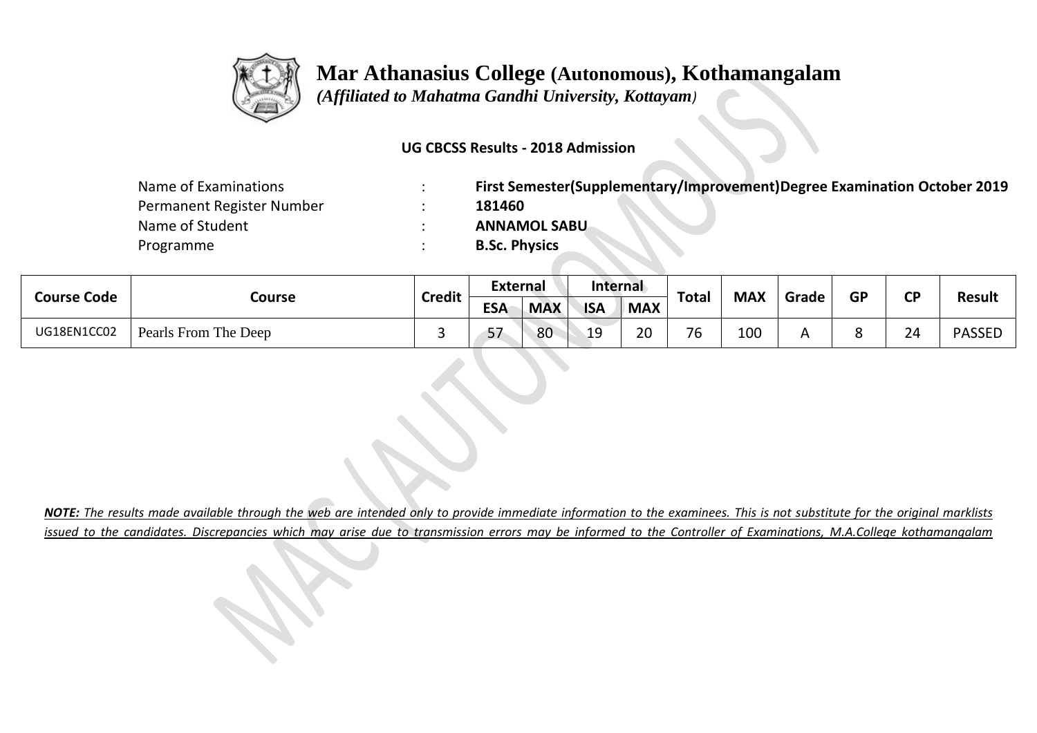# Mar Athanasius College (Autonomous), Kothamangalam

*(Affiliated to Mahatma Gandhi University, Kottayam)*

**UG CBCSS Results - 2018 Admission**

| | | |
|---|---|---|
| Name of Examinations | : | **First Semester(Supplementary/Improvement)Degree Examination October 2019** |
| Permanent Register Number | : | **181460** |
| Name of Student | : | **ANNAMOL SABU** |
| Programme | : | **B.Sc. Physics** |

| Course Code | Course | Credit | External | | Internal | | Total | MAX | Grade | GP | CP | Result |
|---|---|---|---|---|---|---|---|---|---|---|---|---|
| | | | ESA | MAX | ISA | MAX | | | | | | |
| UG18EN1CC02 | Pearls From The Deep | 3 | 57 | 80 | 19 | 20 | 76 | 100 | A | 8 | 24 | PASSED |

***NOTE:*** *The results made available through the web are intended only to provide immediate information to the examinees. This is not substitute for the original marklists issued to the candidates. Discrepancies which may arise due to transmission errors may be informed to the Controller of Examinations, M.A.College kothamangalam*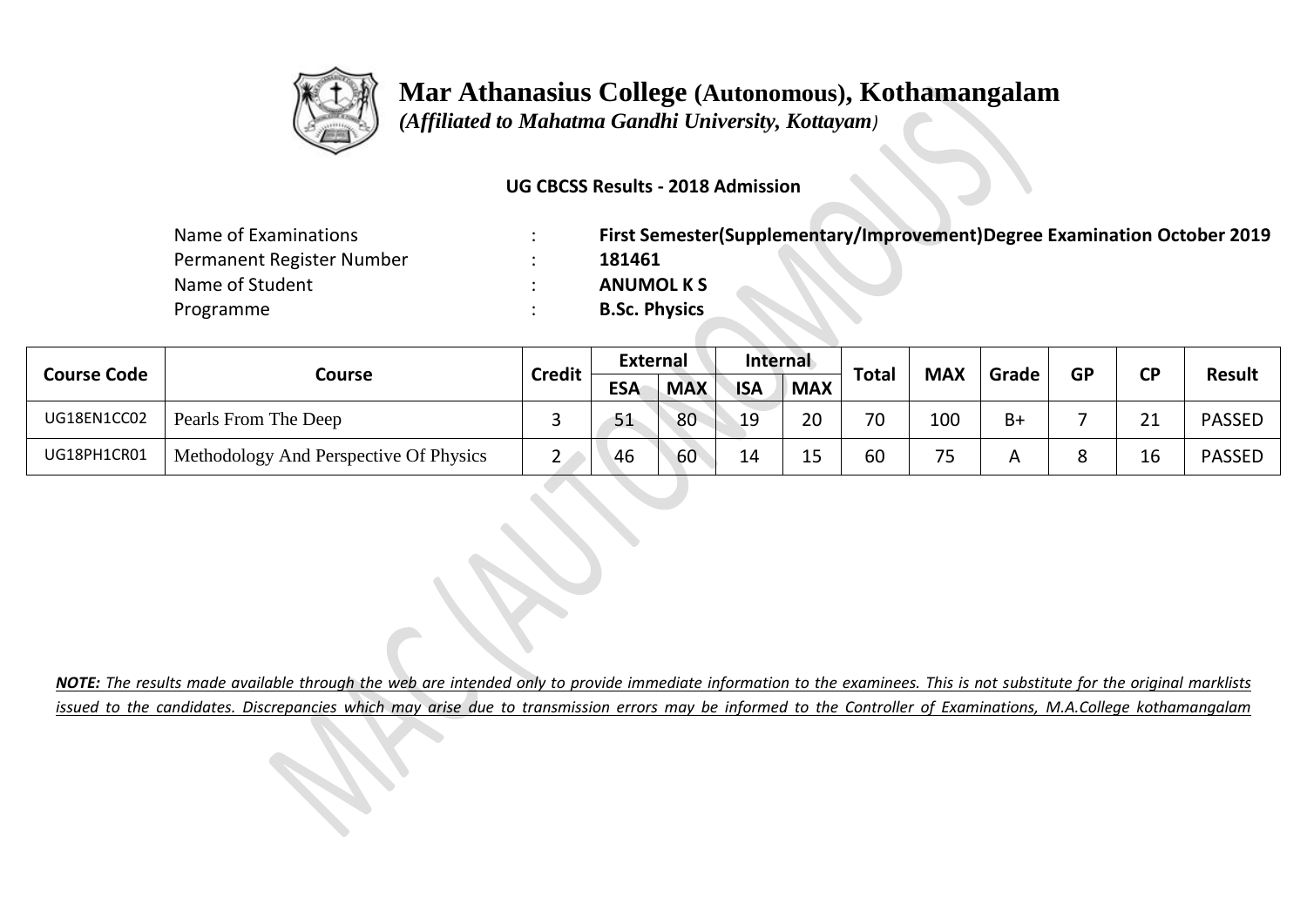# Mar Athanasius College (Autonomous), Kothamangalam

*(Affiliated to Mahatma Gandhi University, Kottayam)*

**UG CBCSS Results - 2018 Admission**

| | | |
|---|---|---|
| Name of Examinations | : | **First Semester(Supplementary/Improvement)Degree Examination October 2019** |
| Permanent Register Number | : | **181461** |
| Name of Student | : | **ANUMOL K S** |
| Programme | : | **B.Sc. Physics** |

| Course Code | Course | Credit | External | | Internal | | Total | MAX | Grade | GP | CP | Result |
|---|---|---|---|---|---|---|---|---|---|---|---|---|
| | | | ESA | MAX | ISA | MAX | | | | | | |
| UG18EN1CC02 | Pearls From The Deep | 3 | 51 | 80 | 19 | 20 | 70 | 100 | B+ | 7 | 21 | PASSED |
| UG18PH1CR01 | Methodology And Perspective Of Physics | 2 | 46 | 60 | 14 | 15 | 60 | 75 | A | 8 | 16 | PASSED |

***NOTE:** The results made available through the web are intended only to provide immediate information to the examinees. This is not substitute for the original marklists issued to the candidates. Discrepancies which may arise due to transmission errors may be informed to the Controller of Examinations, M.A.College kothamangalam*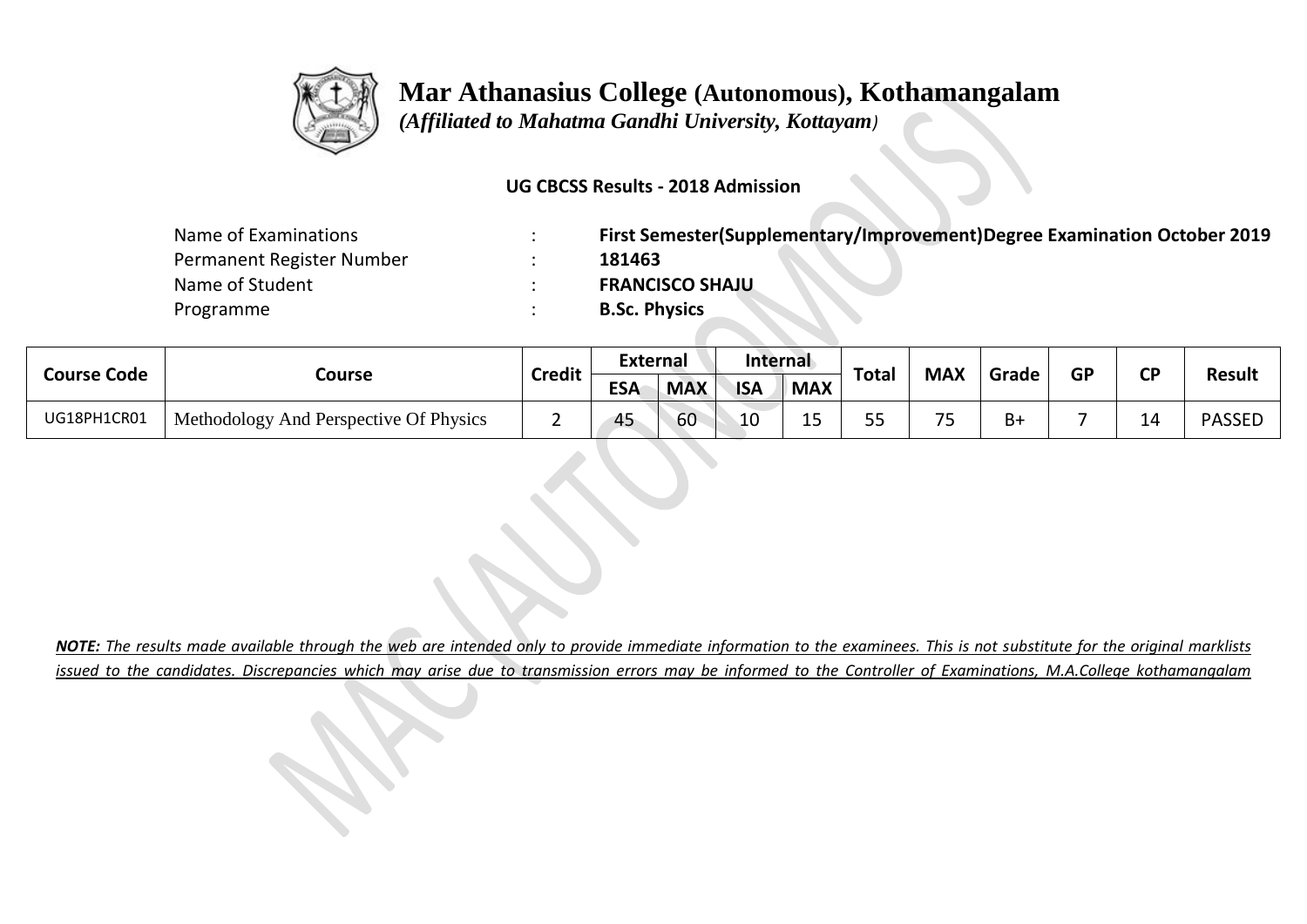# Mar Athanasius College (Autonomous), Kothamangalam

*(Affiliated to Mahatma Gandhi University, Kottayam)*

**UG CBCSS Results - 2018 Admission**

| | | |
|---|---|---|
| Name of Examinations | : | **First Semester(Supplementary/Improvement)Degree Examination October 2019** |
| Permanent Register Number | : | **181463** |
| Name of Student | : | **FRANCISCO SHAJU** |
| Programme | : | **B.Sc. Physics** |

| Course Code | Course | Credit | External | | Internal | | Total | MAX | Grade | GP | CP | Result |
|---|---|---|---|---|---|---|---|---|---|---|---|---|
| | | | ESA | MAX | ISA | MAX | | | | | | |
| UG18PH1CR01 | Methodology And Perspective Of Physics | 2 | 45 | 60 | 10 | 15 | 55 | 75 | B+ | 7 | 14 | PASSED |

***NOTE:*** *The results made available through the web are intended only to provide immediate information to the examinees. This is not substitute for the original marklists issued to the candidates. Discrepancies which may arise due to transmission errors may be informed to the Controller of Examinations, M.A.College kothamangalam*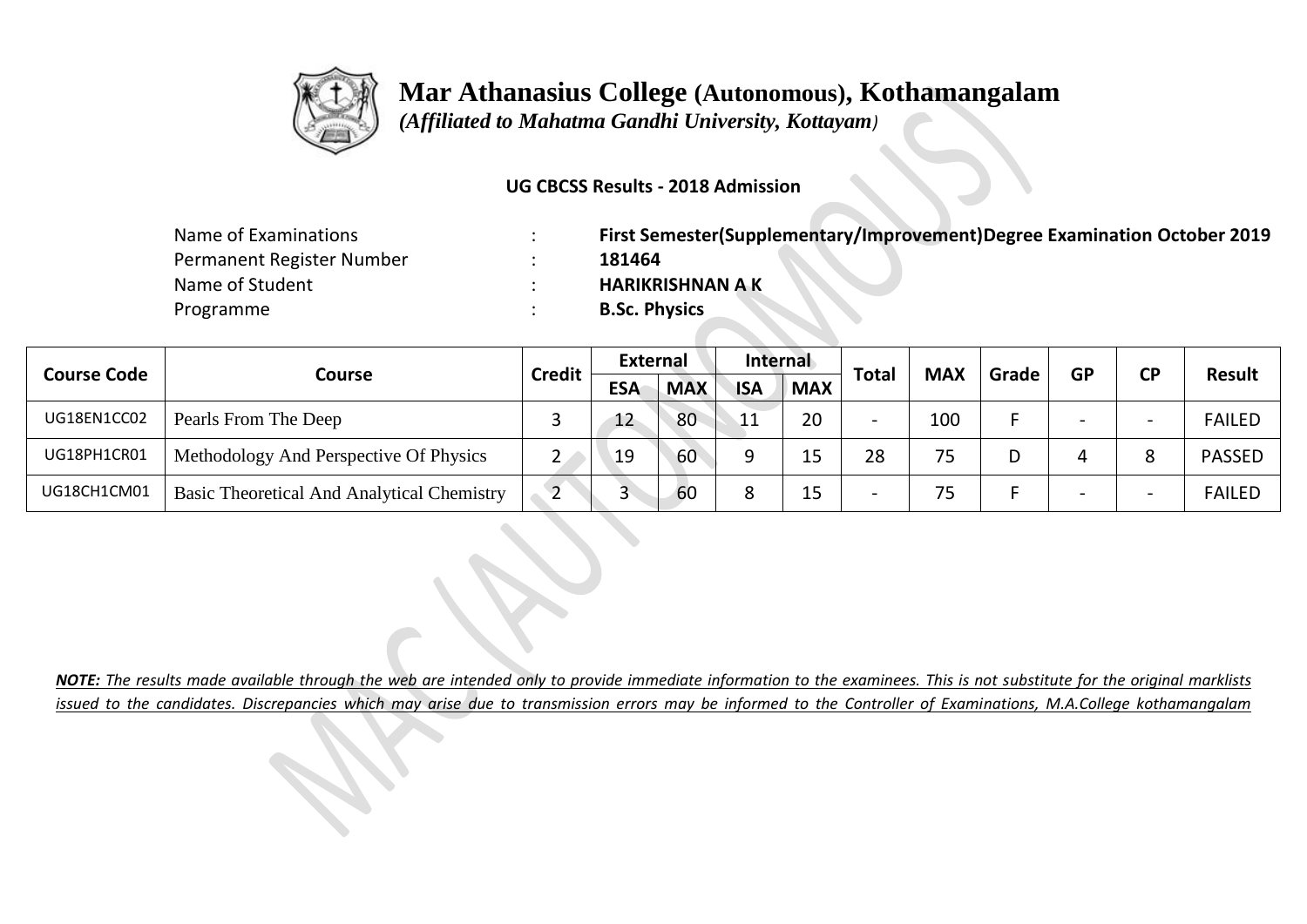# Mar Athanasius College (Autonomous), Kothamangalam

*(Affiliated to Mahatma Gandhi University, Kottayam)*

**UG CBCSS Results - 2018 Admission**

| | | |
|---|---|---|
| Name of Examinations | : | **First Semester(Supplementary/Improvement)Degree Examination October 2019** |
| Permanent Register Number | : | **181464** |
| Name of Student | : | **HARIKRISHNAN A K** |
| Programme | : | **B.Sc. Physics** |

| Course Code | Course | Credit | External | | Internal | | Total | MAX | Grade | GP | CP | Result |
|---|---|---|---|---|---|---|---|---|---|---|---|---|
| | | | ESA | MAX | ISA | MAX | | | | | | |
| UG18EN1CC02 | Pearls From The Deep | 3 | 12 | 80 | 11 | 20 | - | 100 | F | - | - | FAILED |
| UG18PH1CR01 | Methodology And Perspective Of Physics | 2 | 19 | 60 | 9 | 15 | 28 | 75 | D | 4 | 8 | PASSED |
| UG18CH1CM01 | Basic Theoretical And Analytical Chemistry | 2 | 3 | 60 | 8 | 15 | - | 75 | F | - | - | FAILED |

***NOTE:** The results made available through the web are intended only to provide immediate information to the examinees. This is not substitute for the original marklists issued to the candidates. Discrepancies which may arise due to transmission errors may be informed to the Controller of Examinations, M.A.College kothamangalam*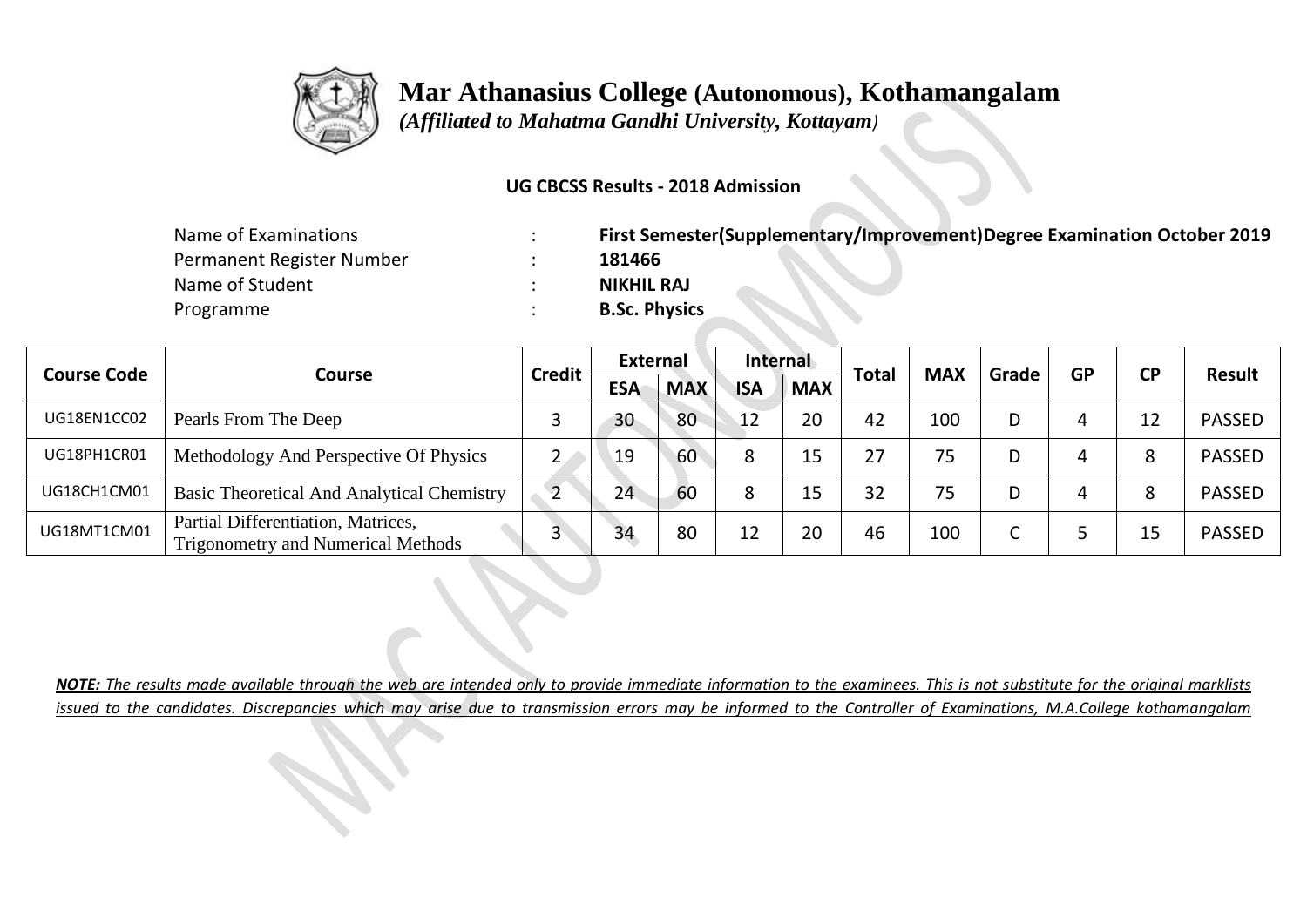# Mar Athanasius College (Autonomous), Kothamangalam

*(Affiliated to Mahatma Gandhi University, Kottayam)*

**UG CBCSS Results - 2018 Admission**

| | | |
|---|---|---|
| Name of Examinations | : | **First Semester(Supplementary/Improvement)Degree Examination October 2019** |
| Permanent Register Number | : | **181466** |
| Name of Student | : | **NIKHIL RAJ** |
| Programme | : | **B.Sc. Physics** |

| Course Code | Course | Credit | External | | Internal | | Total | MAX | Grade | GP | CP | Result |
|---|---|---|---|---|---|---|---|---|---|---|---|---|
| | | | ESA | MAX | ISA | MAX | | | | | | |
| UG18EN1CC02 | Pearls From The Deep | 3 | 30 | 80 | 12 | 20 | 42 | 100 | D | 4 | 12 | PASSED |
| UG18PH1CR01 | Methodology And Perspective Of Physics | 2 | 19 | 60 | 8 | 15 | 27 | 75 | D | 4 | 8 | PASSED |
| UG18CH1CM01 | Basic Theoretical And Analytical Chemistry | 2 | 24 | 60 | 8 | 15 | 32 | 75 | D | 4 | 8 | PASSED |
| UG18MT1CM01 | Partial Differentiation, Matrices, Trigonometry and Numerical Methods | 3 | 34 | 80 | 12 | 20 | 46 | 100 | C | 5 | 15 | PASSED |

***NOTE:** The results made available through the web are intended only to provide immediate information to the examinees. This is not substitute for the original marklists issued to the candidates. Discrepancies which may arise due to transmission errors may be informed to the Controller of Examinations, M.A.College kothamangalam*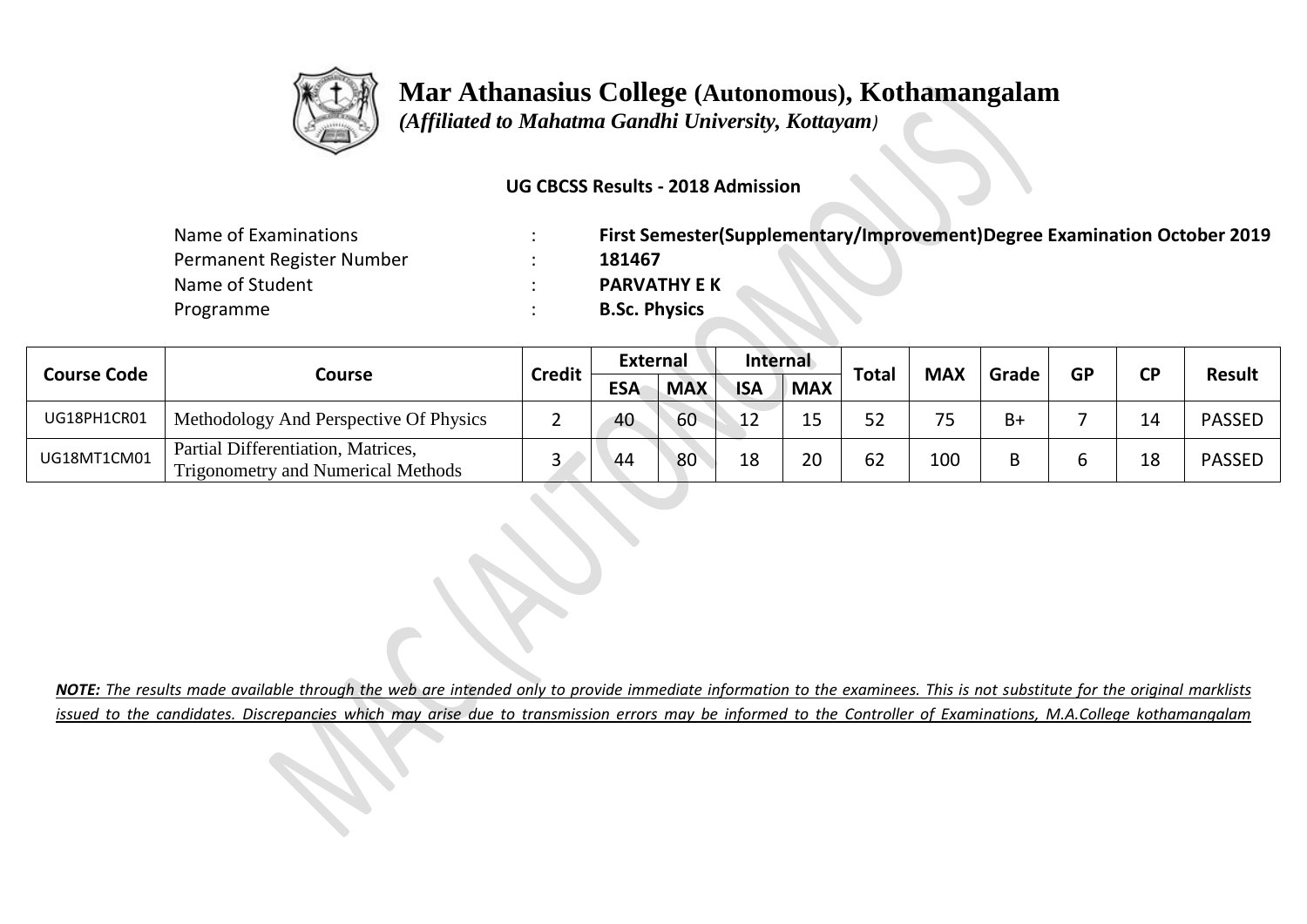# Mar Athanasius College (Autonomous), Kothamangalam

*(Affiliated to Mahatma Gandhi University, Kottayam)*

**UG CBCSS Results - 2018 Admission**

| | | |
|---|---|---|
| Name of Examinations | : | **First Semester(Supplementary/Improvement)Degree Examination October 2019** |
| Permanent Register Number | : | **181467** |
| Name of Student | : | **PARVATHY E K** |
| Programme | : | **B.Sc. Physics** |

| Course Code | Course | Credit | External | | Internal | | Total | MAX | Grade | GP | CP | Result |
|---|---|---|---|---|---|---|---|---|---|---|---|---|
| | | | ESA | MAX | ISA | MAX | | | | | | |
| UG18PH1CR01 | Methodology And Perspective Of Physics | 2 | 40 | 60 | 12 | 15 | 52 | 75 | B+ | 7 | 14 | PASSED |
| UG18MT1CM01 | Partial Differentiation, Matrices, Trigonometry and Numerical Methods | 3 | 44 | 80 | 18 | 20 | 62 | 100 | B | 6 | 18 | PASSED |

***NOTE:** The results made available through the web are intended only to provide immediate information to the examinees. This is not substitute for the original marklists issued to the candidates. Discrepancies which may arise due to transmission errors may be informed to the Controller of Examinations, M.A.College kothamangalam*